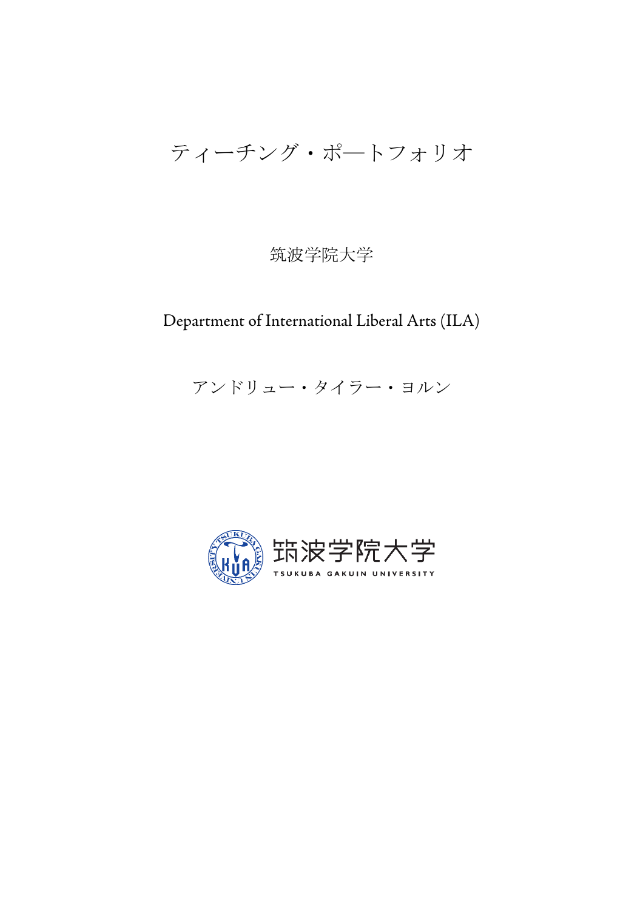# ティーチング・ポ―トフォリオ

筑波学院大学

Department of International Liberal Arts (ILA)

アンドリュー・タイラー・ヨルン

筑波学院大学

TSUKUBA GAKUIN UNIVERSITY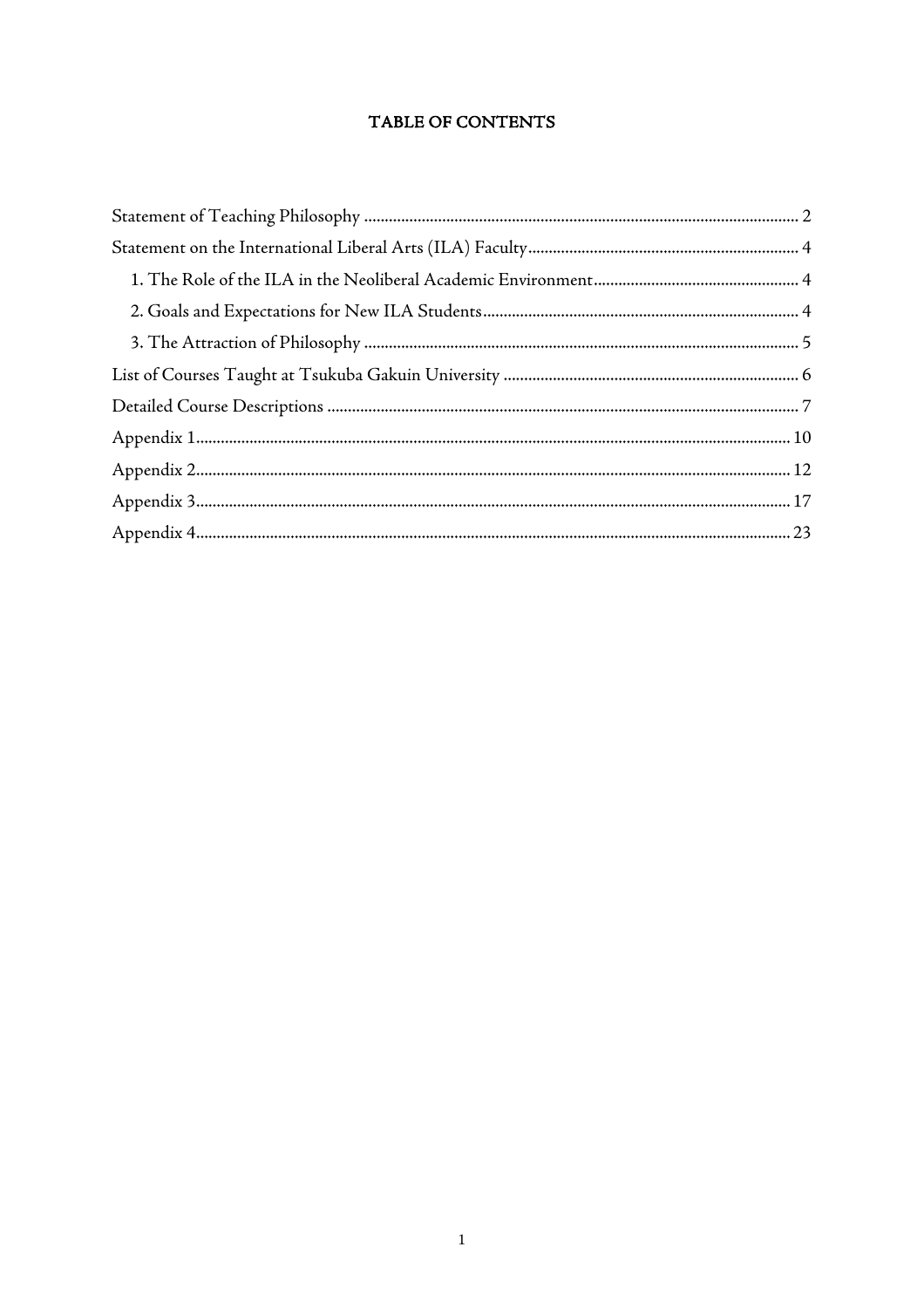# TABLE OF CONTENTS

Statement of Teaching Philosophy ........................................................................................................ 2

Statement on the International Liberal Arts (ILA) Faculty................................................................. 4

1. The Role of the ILA in the Neoliberal Academic Environment................................................. 4
2. Goals and Expectations for New ILA Students............................................................................ 4
3. The Attraction of Philosophy ........................................................................................................ 5

List of Courses Taught at Tsukuba Gakuin University ....................................................................... 6

Detailed Course Descriptions .................................................................................................................. 7

Appendix 1............................................................................................................................................... 10

Appendix 2............................................................................................................................................... 12

Appendix 3............................................................................................................................................... 17

Appendix 4............................................................................................................................................... 23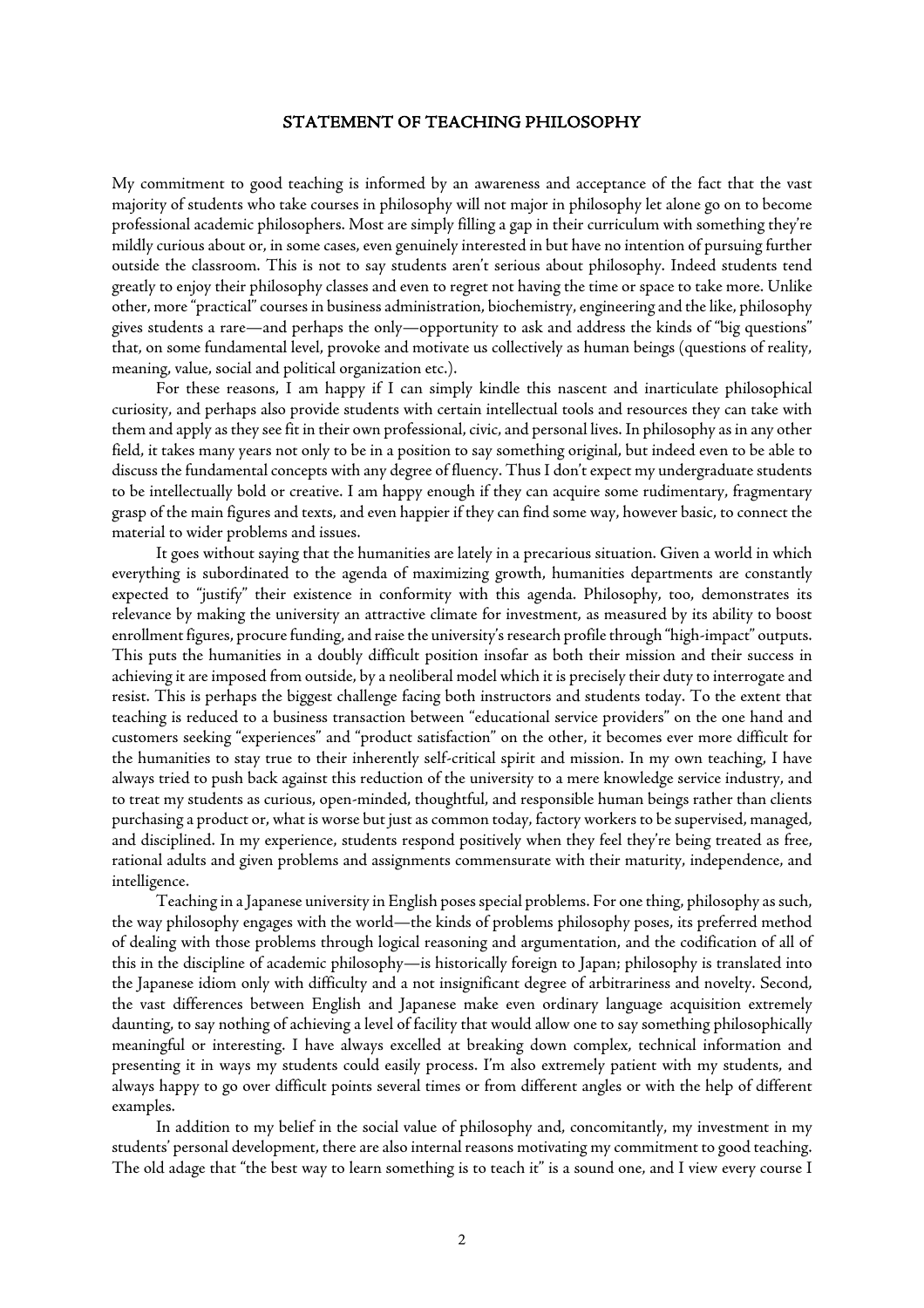## STATEMENT OF TEACHING PHILOSOPHY

My commitment to good teaching is informed by an awareness and acceptance of the fact that the vast majority of students who take courses in philosophy will not major in philosophy let alone go on to become professional academic philosophers. Most are simply filling a gap in their curriculum with something they're mildly curious about or, in some cases, even genuinely interested in but have no intention of pursuing further outside the classroom. This is not to say students aren't serious about philosophy. Indeed students tend greatly to enjoy their philosophy classes and even to regret not having the time or space to take more. Unlike other, more "practical" courses in business administration, biochemistry, engineering and the like, philosophy gives students a rare—and perhaps the only—opportunity to ask and address the kinds of "big questions" that, on some fundamental level, provoke and motivate us collectively as human beings (questions of reality, meaning, value, social and political organization etc.).

For these reasons, I am happy if I can simply kindle this nascent and inarticulate philosophical curiosity, and perhaps also provide students with certain intellectual tools and resources they can take with them and apply as they see fit in their own professional, civic, and personal lives. In philosophy as in any other field, it takes many years not only to be in a position to say something original, but indeed even to be able to discuss the fundamental concepts with any degree of fluency. Thus I don't expect my undergraduate students to be intellectually bold or creative. I am happy enough if they can acquire some rudimentary, fragmentary grasp of the main figures and texts, and even happier if they can find some way, however basic, to connect the material to wider problems and issues.

It goes without saying that the humanities are lately in a precarious situation. Given a world in which everything is subordinated to the agenda of maximizing growth, humanities departments are constantly expected to "justify" their existence in conformity with this agenda. Philosophy, too, demonstrates its relevance by making the university an attractive climate for investment, as measured by its ability to boost enrollment figures, procure funding, and raise the university's research profile through "high-impact" outputs. This puts the humanities in a doubly difficult position insofar as both their mission and their success in achieving it are imposed from outside, by a neoliberal model which it is precisely their duty to interrogate and resist. This is perhaps the biggest challenge facing both instructors and students today. To the extent that teaching is reduced to a business transaction between "educational service providers" on the one hand and customers seeking "experiences" and "product satisfaction" on the other, it becomes ever more difficult for the humanities to stay true to their inherently self-critical spirit and mission. In my own teaching, I have always tried to push back against this reduction of the university to a mere knowledge service industry, and to treat my students as curious, open-minded, thoughtful, and responsible human beings rather than clients purchasing a product or, what is worse but just as common today, factory workers to be supervised, managed, and disciplined. In my experience, students respond positively when they feel they're being treated as free, rational adults and given problems and assignments commensurate with their maturity, independence, and intelligence.

Teaching in a Japanese university in English poses special problems. For one thing, philosophy as such, the way philosophy engages with the world—the kinds of problems philosophy poses, its preferred method of dealing with those problems through logical reasoning and argumentation, and the codification of all of this in the discipline of academic philosophy—is historically foreign to Japan; philosophy is translated into the Japanese idiom only with difficulty and a not insignificant degree of arbitrariness and novelty. Second, the vast differences between English and Japanese make even ordinary language acquisition extremely daunting, to say nothing of achieving a level of facility that would allow one to say something philosophically meaningful or interesting. I have always excelled at breaking down complex, technical information and presenting it in ways my students could easily process. I'm also extremely patient with my students, and always happy to go over difficult points several times or from different angles or with the help of different examples.

In addition to my belief in the social value of philosophy and, concomitantly, my investment in my students' personal development, there are also internal reasons motivating my commitment to good teaching. The old adage that "the best way to learn something is to teach it" is a sound one, and I view every course I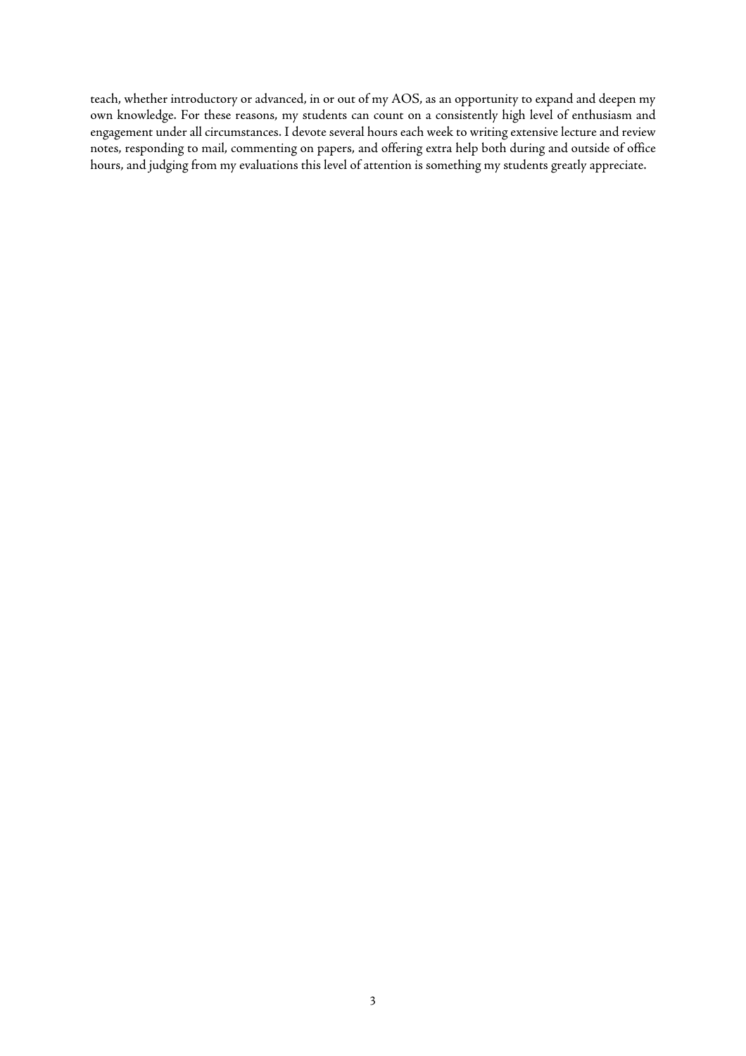teach, whether introductory or advanced, in or out of my AOS, as an opportunity to expand and deepen my own knowledge. For these reasons, my students can count on a consistently high level of enthusiasm and engagement under all circumstances. I devote several hours each week to writing extensive lecture and review notes, responding to mail, commenting on papers, and offering extra help both during and outside of office hours, and judging from my evaluations this level of attention is something my students greatly appreciate.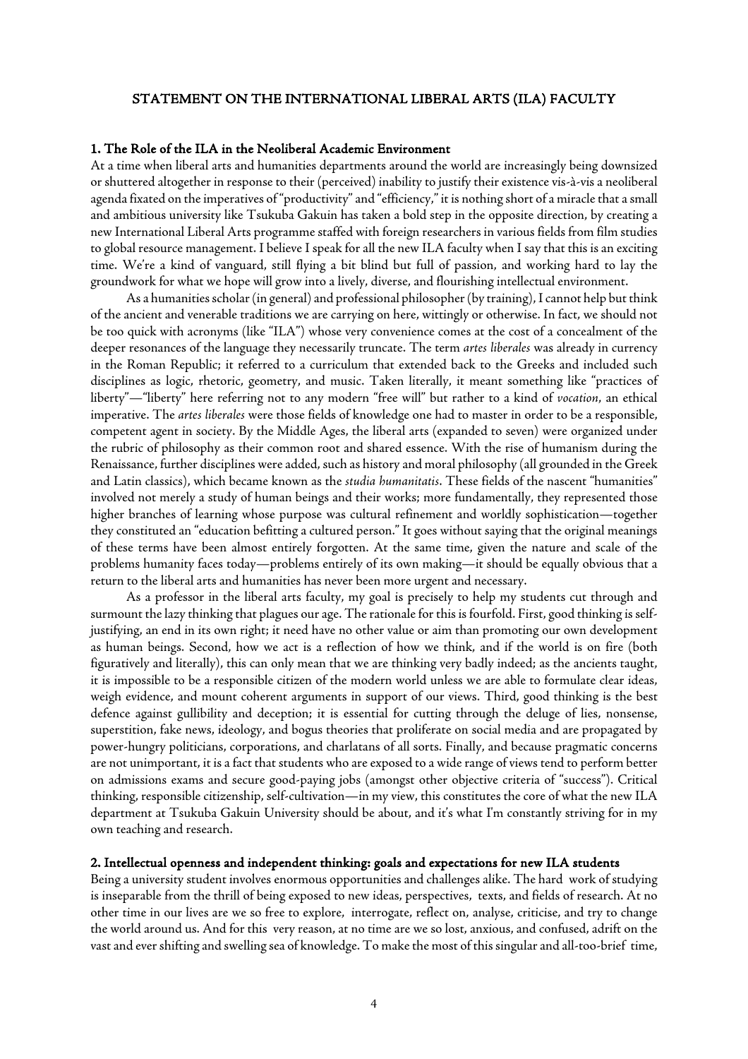## STATEMENT ON THE INTERNATIONAL LIBERAL ARTS (ILA) FACULTY

### 1. The Role of the ILA in the Neoliberal Academic Environment

At a time when liberal arts and humanities departments around the world are increasingly being downsized or shuttered altogether in response to their (perceived) inability to justify their existence vis-à-vis a neoliberal agenda fixated on the imperatives of "productivity" and "efficiency," it is nothing short of a miracle that a small and ambitious university like Tsukuba Gakuin has taken a bold step in the opposite direction, by creating a new International Liberal Arts programme staffed with foreign researchers in various fields from film studies to global resource management. I believe I speak for all the new ILA faculty when I say that this is an exciting time. We're a kind of vanguard, still flying a bit blind but full of passion, and working hard to lay the groundwork for what we hope will grow into a lively, diverse, and flourishing intellectual environment.

As a humanities scholar (in general) and professional philosopher (by training), I cannot help but think of the ancient and venerable traditions we are carrying on here, wittingly or otherwise. In fact, we should not be too quick with acronyms (like "ILA") whose very convenience comes at the cost of a concealment of the deeper resonances of the language they necessarily truncate. The term *artes liberales* was already in currency in the Roman Republic; it referred to a curriculum that extended back to the Greeks and included such disciplines as logic, rhetoric, geometry, and music. Taken literally, it meant something like "practices of liberty"—"liberty" here referring not to any modern "free will" but rather to a kind of *vocation*, an ethical imperative. The *artes liberales* were those fields of knowledge one had to master in order to be a responsible, competent agent in society. By the Middle Ages, the liberal arts (expanded to seven) were organized under the rubric of philosophy as their common root and shared essence. With the rise of humanism during the Renaissance, further disciplines were added, such as history and moral philosophy (all grounded in the Greek and Latin classics), which became known as the *studia humanitatis*. These fields of the nascent "humanities" involved not merely a study of human beings and their works; more fundamentally, they represented those higher branches of learning whose purpose was cultural refinement and worldly sophistication—together they constituted an "education befitting a cultured person." It goes without saying that the original meanings of these terms have been almost entirely forgotten. At the same time, given the nature and scale of the problems humanity faces today—problems entirely of its own making—it should be equally obvious that a return to the liberal arts and humanities has never been more urgent and necessary.

As a professor in the liberal arts faculty, my goal is precisely to help my students cut through and surmount the lazy thinking that plagues our age. The rationale for this is fourfold. First, good thinking is self-justifying, an end in its own right; it need have no other value or aim than promoting our own development as human beings. Second, how we act is a reflection of how we think, and if the world is on fire (both figuratively and literally), this can only mean that we are thinking very badly indeed; as the ancients taught, it is impossible to be a responsible citizen of the modern world unless we are able to formulate clear ideas, weigh evidence, and mount coherent arguments in support of our views. Third, good thinking is the best defence against gullibility and deception; it is essential for cutting through the deluge of lies, nonsense, superstition, fake news, ideology, and bogus theories that proliferate on social media and are propagated by power-hungry politicians, corporations, and charlatans of all sorts. Finally, and because pragmatic concerns are not unimportant, it is a fact that students who are exposed to a wide range of views tend to perform better on admissions exams and secure good-paying jobs (amongst other objective criteria of "success"). Critical thinking, responsible citizenship, self-cultivation—in my view, this constitutes the core of what the new ILA department at Tsukuba Gakuin University should be about, and it's what I'm constantly striving for in my own teaching and research.

### 2. Intellectual openness and independent thinking: goals and expectations for new ILA students

Being a university student involves enormous opportunities and challenges alike. The hard work of studying is inseparable from the thrill of being exposed to new ideas, perspectives, texts, and fields of research. At no other time in our lives are we so free to explore, interrogate, reflect on, analyse, criticise, and try to change the world around us. And for this very reason, at no time are we so lost, anxious, and confused, adrift on the vast and ever shifting and swelling sea of knowledge. To make the most of this singular and all-too-brief time,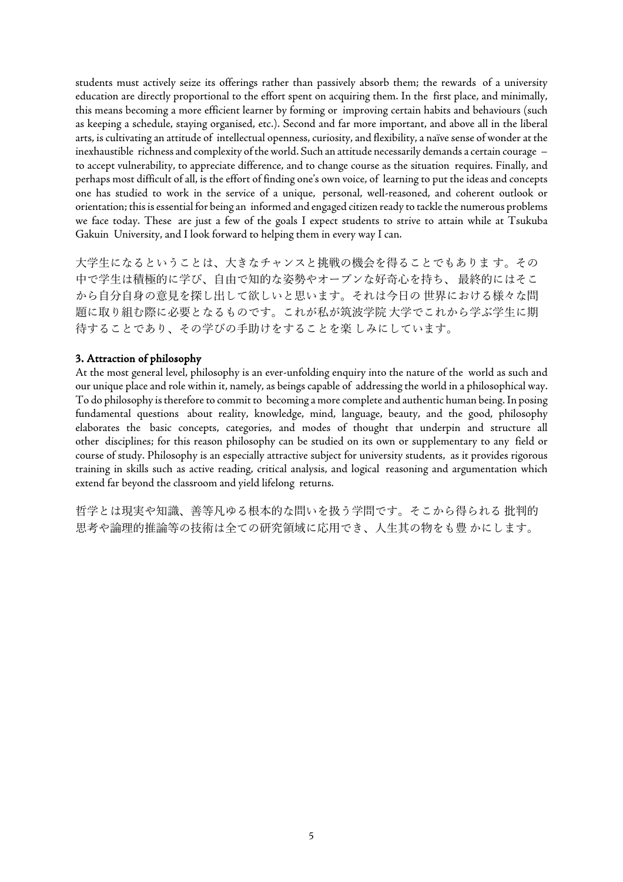students must actively seize its offerings rather than passively absorb them; the rewards of a university education are directly proportional to the effort spent on acquiring them. In the first place, and minimally, this means becoming a more efficient learner by forming or improving certain habits and behaviours (such as keeping a schedule, staying organised, etc.). Second and far more important, and above all in the liberal arts, is cultivating an attitude of intellectual openness, curiosity, and flexibility, a naïve sense of wonder at the inexhaustible richness and complexity of the world. Such an attitude necessarily demands a certain courage – to accept vulnerability, to appreciate difference, and to change course as the situation requires. Finally, and perhaps most difficult of all, is the effort of finding one's own voice, of learning to put the ideas and concepts one has studied to work in the service of a unique, personal, well-reasoned, and coherent outlook or orientation; this is essential for being an informed and engaged citizen ready to tackle the numerous problems we face today. These are just a few of the goals I expect students to strive to attain while at Tsukuba Gakuin University, and I look forward to helping them in every way I can.

大学生になるということは、大きなチャンスと挑戦の機会を得ることでもあります。その中で学生は積極的に学び、自由で知的な姿勢やオープンな好奇心を持ち、最終的にはそこから自分自身の意見を探し出して欲しいと思います。それは今日の世界における様々な問題に取り組む際に必要となるものです。これが私が筑波学院大学でこれから学ぶ学生に期待することであり、その学びの手助けをすることを楽しみにしています。

### 3. Attraction of philosophy

At the most general level, philosophy is an ever-unfolding enquiry into the nature of the world as such and our unique place and role within it, namely, as beings capable of addressing the world in a philosophical way. To do philosophy is therefore to commit to becoming a more complete and authentic human being. In posing fundamental questions about reality, knowledge, mind, language, beauty, and the good, philosophy elaborates the basic concepts, categories, and modes of thought that underpin and structure all other disciplines; for this reason philosophy can be studied on its own or supplementary to any field or course of study. Philosophy is an especially attractive subject for university students, as it provides rigorous training in skills such as active reading, critical analysis, and logical reasoning and argumentation which extend far beyond the classroom and yield lifelong returns.

哲学とは現実や知識、善等凡ゆる根本的な問いを扱う学問です。そこから得られる批判的思考や論理的推論等の技術は全ての研究領域に応用でき、人生其の物をも豊かにします。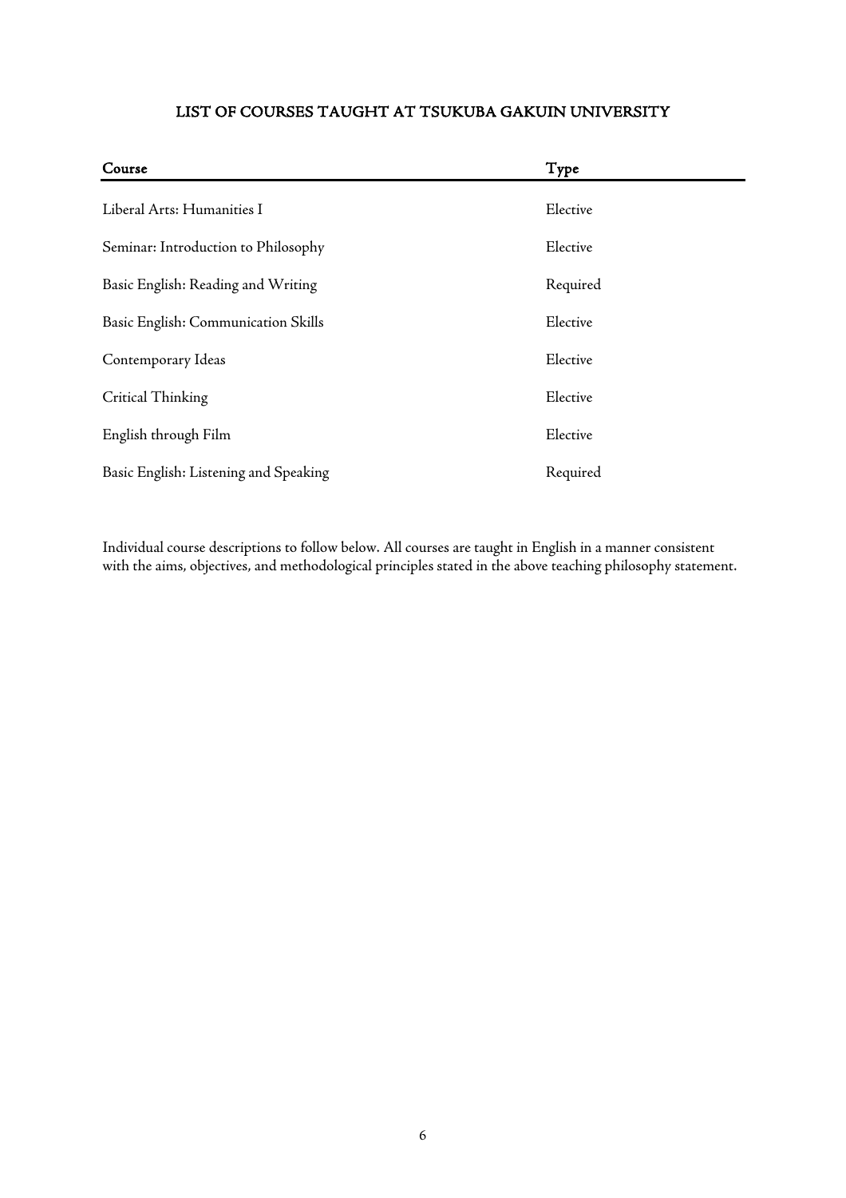## LIST OF COURSES TAUGHT AT TSUKUBA GAKUIN UNIVERSITY

| Course | Type |
|---|---|
| Liberal Arts: Humanities I | Elective |
| Seminar: Introduction to Philosophy | Elective |
| Basic English: Reading and Writing | Required |
| Basic English: Communication Skills | Elective |
| Contemporary Ideas | Elective |
| Critical Thinking | Elective |
| English through Film | Elective |
| Basic English: Listening and Speaking | Required |

Individual course descriptions to follow below. All courses are taught in English in a manner consistent with the aims, objectives, and methodological principles stated in the above teaching philosophy statement.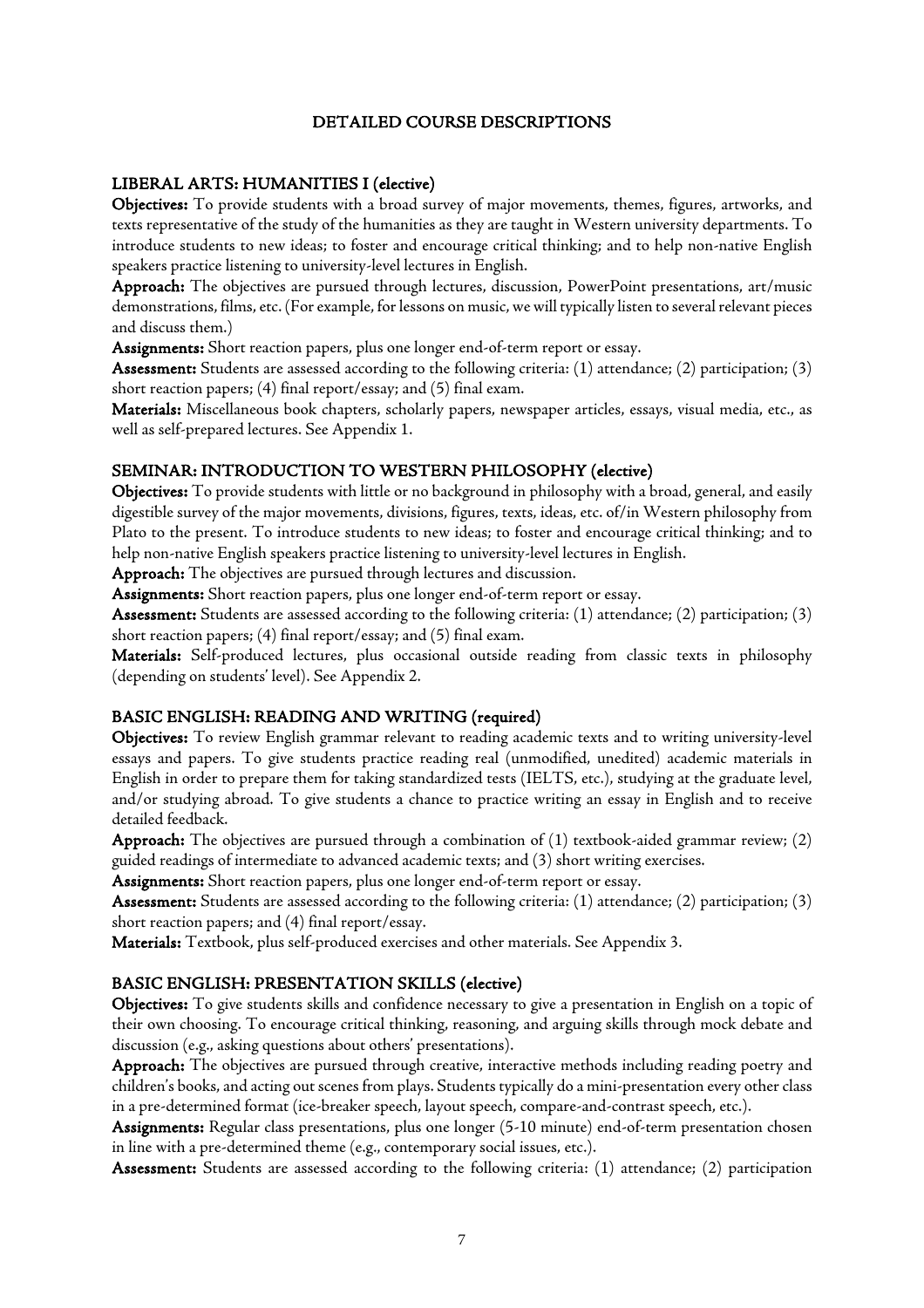## DETAILED COURSE DESCRIPTIONS

### LIBERAL ARTS: HUMANITIES I (elective)

**Objectives:** To provide students with a broad survey of major movements, themes, figures, artworks, and texts representative of the study of the humanities as they are taught in Western university departments. To introduce students to new ideas; to foster and encourage critical thinking; and to help non-native English speakers practice listening to university-level lectures in English.

**Approach:** The objectives are pursued through lectures, discussion, PowerPoint presentations, art/music demonstrations, films, etc. (For example, for lessons on music, we will typically listen to several relevant pieces and discuss them.)

**Assignments:** Short reaction papers, plus one longer end-of-term report or essay.

**Assessment:** Students are assessed according to the following criteria: (1) attendance; (2) participation; (3) short reaction papers; (4) final report/essay; and (5) final exam.

**Materials:** Miscellaneous book chapters, scholarly papers, newspaper articles, essays, visual media, etc., as well as self-prepared lectures. See Appendix 1.

### SEMINAR: INTRODUCTION TO WESTERN PHILOSOPHY (elective)

**Objectives:** To provide students with little or no background in philosophy with a broad, general, and easily digestible survey of the major movements, divisions, figures, texts, ideas, etc. of/in Western philosophy from Plato to the present. To introduce students to new ideas; to foster and encourage critical thinking; and to help non-native English speakers practice listening to university-level lectures in English.

**Approach:** The objectives are pursued through lectures and discussion.

**Assignments:** Short reaction papers, plus one longer end-of-term report or essay.

**Assessment:** Students are assessed according to the following criteria: (1) attendance; (2) participation; (3) short reaction papers; (4) final report/essay; and (5) final exam.

**Materials:** Self-produced lectures, plus occasional outside reading from classic texts in philosophy (depending on students' level). See Appendix 2.

### BASIC ENGLISH: READING AND WRITING (required)

**Objectives:** To review English grammar relevant to reading academic texts and to writing university-level essays and papers. To give students practice reading real (unmodified, unedited) academic materials in English in order to prepare them for taking standardized tests (IELTS, etc.), studying at the graduate level, and/or studying abroad. To give students a chance to practice writing an essay in English and to receive detailed feedback.

**Approach:** The objectives are pursued through a combination of (1) textbook-aided grammar review; (2) guided readings of intermediate to advanced academic texts; and (3) short writing exercises.

**Assignments:** Short reaction papers, plus one longer end-of-term report or essay.

**Assessment:** Students are assessed according to the following criteria: (1) attendance; (2) participation; (3) short reaction papers; and (4) final report/essay.

**Materials:** Textbook, plus self-produced exercises and other materials. See Appendix 3.

### BASIC ENGLISH: PRESENTATION SKILLS (elective)

**Objectives:** To give students skills and confidence necessary to give a presentation in English on a topic of their own choosing. To encourage critical thinking, reasoning, and arguing skills through mock debate and discussion (e.g., asking questions about others' presentations).

**Approach:** The objectives are pursued through creative, interactive methods including reading poetry and children's books, and acting out scenes from plays. Students typically do a mini-presentation every other class in a pre-determined format (ice-breaker speech, layout speech, compare-and-contrast speech, etc.).

**Assignments:** Regular class presentations, plus one longer (5-10 minute) end-of-term presentation chosen in line with a pre-determined theme (e.g., contemporary social issues, etc.).

**Assessment:** Students are assessed according to the following criteria: (1) attendance; (2) participation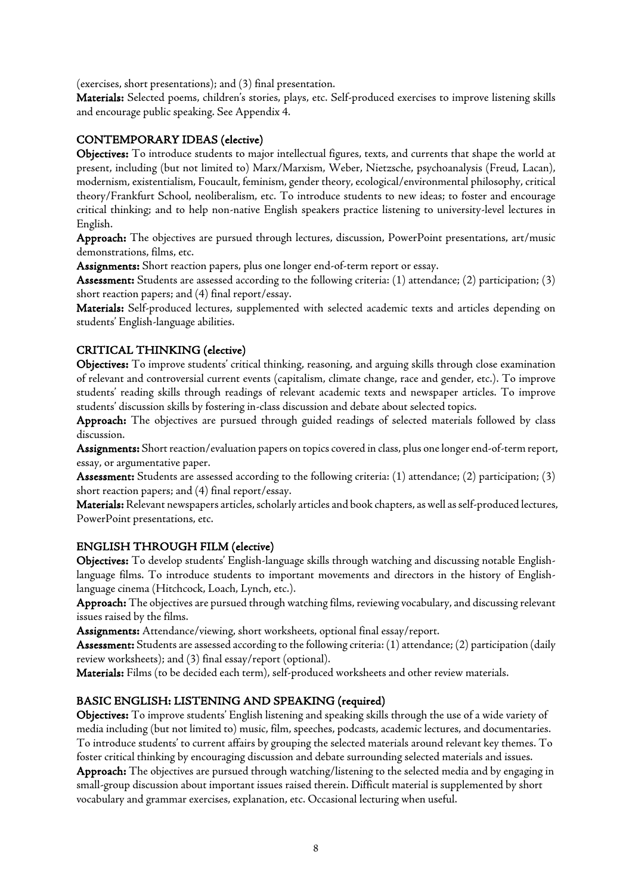(exercises, short presentations); and (3) final presentation.

**Materials:** Selected poems, children's stories, plays, etc. Self-produced exercises to improve listening skills and encourage public speaking. See Appendix 4.

## CONTEMPORARY IDEAS (elective)

**Objectives:** To introduce students to major intellectual figures, texts, and currents that shape the world at present, including (but not limited to) Marx/Marxism, Weber, Nietzsche, psychoanalysis (Freud, Lacan), modernism, existentialism, Foucault, feminism, gender theory, ecological/environmental philosophy, critical theory/Frankfurt School, neoliberalism, etc. To introduce students to new ideas; to foster and encourage critical thinking; and to help non-native English speakers practice listening to university-level lectures in English.

**Approach:** The objectives are pursued through lectures, discussion, PowerPoint presentations, art/music demonstrations, films, etc.

**Assignments:** Short reaction papers, plus one longer end-of-term report or essay.

**Assessment:** Students are assessed according to the following criteria: (1) attendance; (2) participation; (3) short reaction papers; and (4) final report/essay.

**Materials:** Self-produced lectures, supplemented with selected academic texts and articles depending on students' English-language abilities.

## CRITICAL THINKING (elective)

**Objectives:** To improve students' critical thinking, reasoning, and arguing skills through close examination of relevant and controversial current events (capitalism, climate change, race and gender, etc.). To improve students' reading skills through readings of relevant academic texts and newspaper articles. To improve students' discussion skills by fostering in-class discussion and debate about selected topics.

**Approach:** The objectives are pursued through guided readings of selected materials followed by class discussion.

**Assignments:** Short reaction/evaluation papers on topics covered in class, plus one longer end-of-term report, essay, or argumentative paper.

**Assessment:** Students are assessed according to the following criteria: (1) attendance; (2) participation; (3) short reaction papers; and (4) final report/essay.

**Materials:** Relevant newspapers articles, scholarly articles and book chapters, as well as self-produced lectures, PowerPoint presentations, etc.

## ENGLISH THROUGH FILM (elective)

**Objectives:** To develop students' English-language skills through watching and discussing notable English-language films. To introduce students to important movements and directors in the history of English-language cinema (Hitchcock, Loach, Lynch, etc.).

**Approach:** The objectives are pursued through watching films, reviewing vocabulary, and discussing relevant issues raised by the films.

**Assignments:** Attendance/viewing, short worksheets, optional final essay/report.

**Assessment:** Students are assessed according to the following criteria: (1) attendance; (2) participation (daily review worksheets); and (3) final essay/report (optional).

**Materials:** Films (to be decided each term), self-produced worksheets and other review materials.

## BASIC ENGLISH: LISTENING AND SPEAKING (required)

**Objectives:** To improve students' English listening and speaking skills through the use of a wide variety of media including (but not limited to) music, film, speeches, podcasts, academic lectures, and documentaries. To introduce students' to current affairs by grouping the selected materials around relevant key themes. To foster critical thinking by encouraging discussion and debate surrounding selected materials and issues.

**Approach:** The objectives are pursued through watching/listening to the selected media and by engaging in small-group discussion about important issues raised therein. Difficult material is supplemented by short vocabulary and grammar exercises, explanation, etc. Occasional lecturing when useful.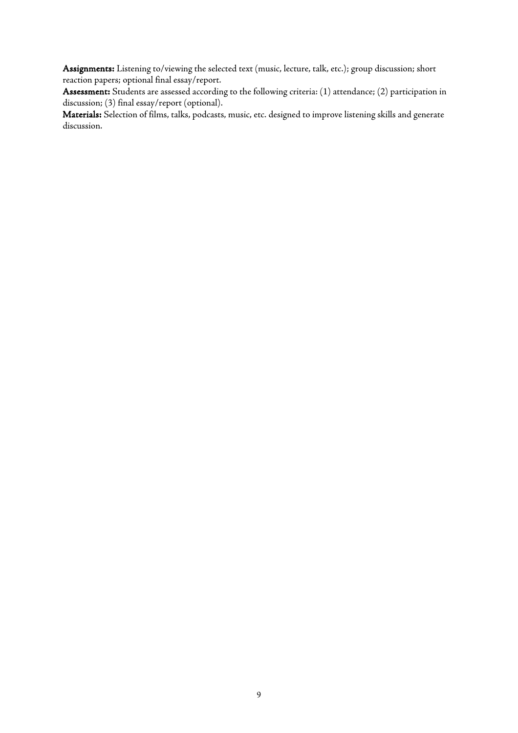**Assignments:** Listening to/viewing the selected text (music, lecture, talk, etc.); group discussion; short reaction papers; optional final essay/report.

**Assessment:** Students are assessed according to the following criteria: (1) attendance; (2) participation in discussion; (3) final essay/report (optional).

**Materials:** Selection of films, talks, podcasts, music, etc. designed to improve listening skills and generate discussion.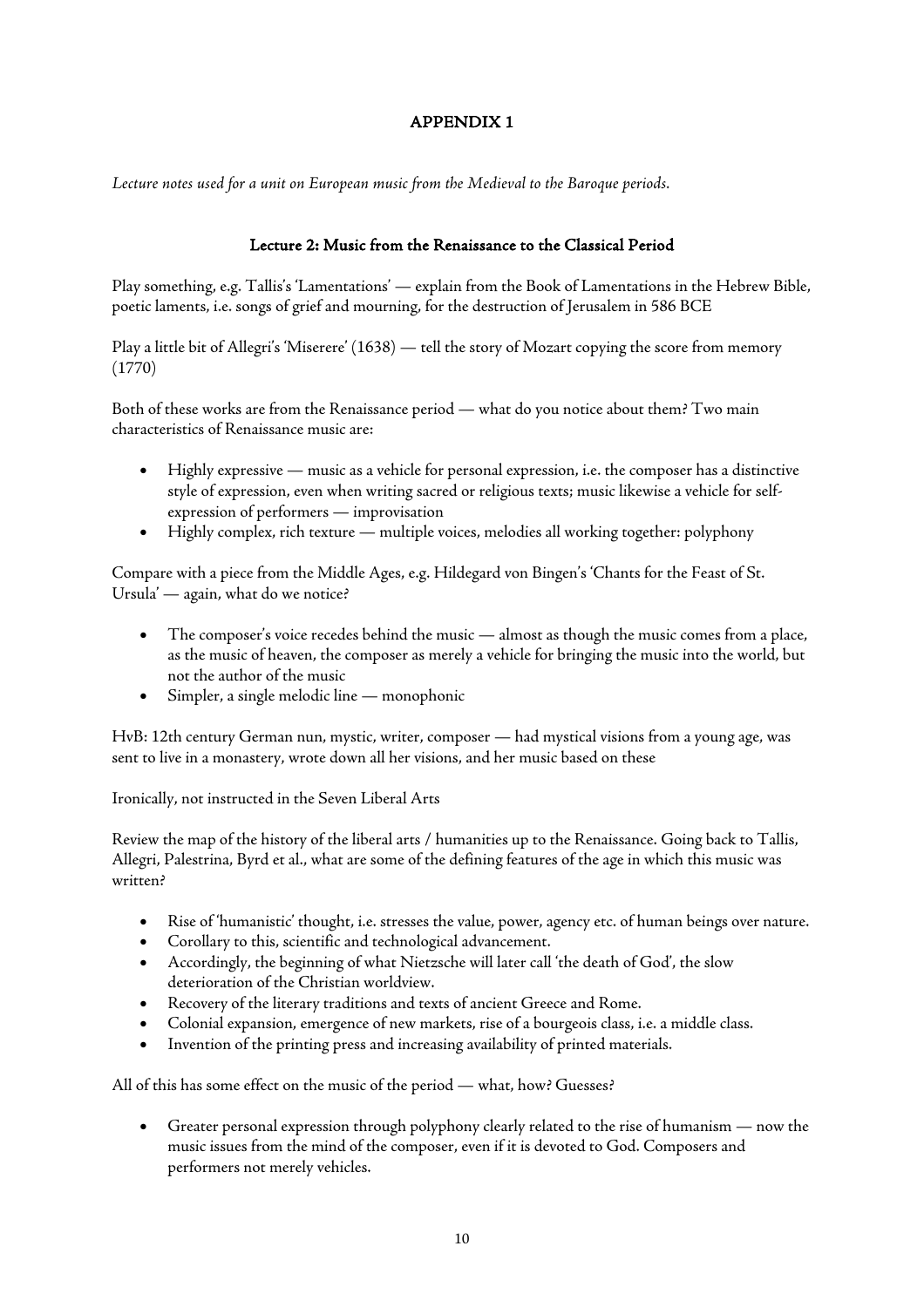## APPENDIX 1

*Lecture notes used for a unit on European music from the Medieval to the Baroque periods.*

### Lecture 2: Music from the Renaissance to the Classical Period

Play something, e.g. Tallis's 'Lamentations' — explain from the Book of Lamentations in the Hebrew Bible, poetic laments, i.e. songs of grief and mourning, for the destruction of Jerusalem in 586 BCE

Play a little bit of Allegri's 'Miserere' (1638) — tell the story of Mozart copying the score from memory (1770)

Both of these works are from the Renaissance period — what do you notice about them? Two main characteristics of Renaissance music are:

- Highly expressive — music as a vehicle for personal expression, i.e. the composer has a distinctive style of expression, even when writing sacred or religious texts; music likewise a vehicle for self-expression of performers — improvisation
- Highly complex, rich texture — multiple voices, melodies all working together: polyphony

Compare with a piece from the Middle Ages, e.g. Hildegard von Bingen's 'Chants for the Feast of St. Ursula' — again, what do we notice?

- The composer's voice recedes behind the music — almost as though the music comes from a place, as the music of heaven, the composer as merely a vehicle for bringing the music into the world, but not the author of the music
- Simpler, a single melodic line — monophonic

HvB: 12th century German nun, mystic, writer, composer — had mystical visions from a young age, was sent to live in a monastery, wrote down all her visions, and her music based on these

Ironically, not instructed in the Seven Liberal Arts

Review the map of the history of the liberal arts / humanities up to the Renaissance. Going back to Tallis, Allegri, Palestrina, Byrd et al., what are some of the defining features of the age in which this music was written?

- Rise of 'humanistic' thought, i.e. stresses the value, power, agency etc. of human beings over nature.
- Corollary to this, scientific and technological advancement.
- Accordingly, the beginning of what Nietzsche will later call 'the death of God', the slow deterioration of the Christian worldview.
- Recovery of the literary traditions and texts of ancient Greece and Rome.
- Colonial expansion, emergence of new markets, rise of a bourgeois class, i.e. a middle class.
- Invention of the printing press and increasing availability of printed materials.

All of this has some effect on the music of the period — what, how? Guesses?

- Greater personal expression through polyphony clearly related to the rise of humanism — now the music issues from the mind of the composer, even if it is devoted to God. Composers and performers not merely vehicles.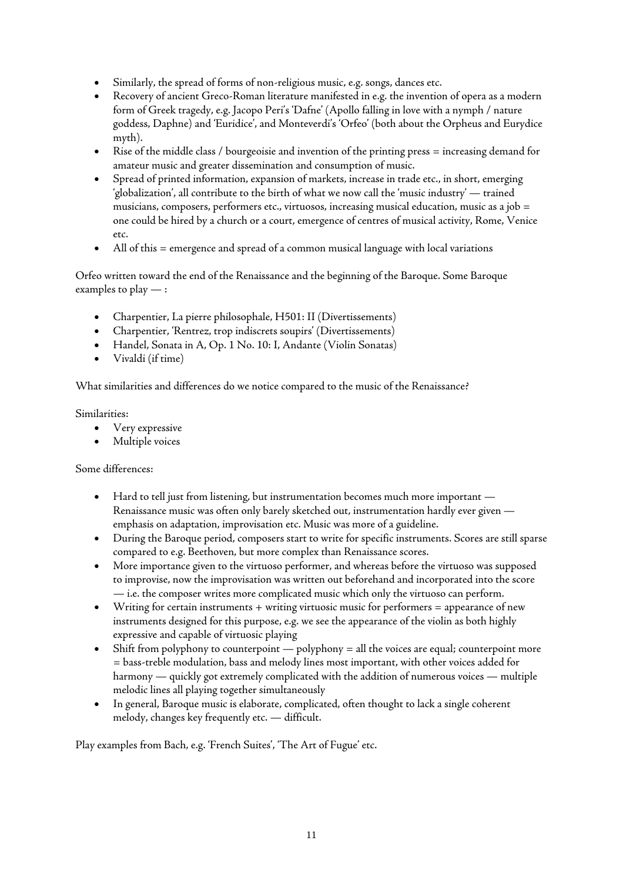- Similarly, the spread of forms of non-religious music, e.g. songs, dances etc.
- Recovery of ancient Greco-Roman literature manifested in e.g. the invention of opera as a modern form of Greek tragedy, e.g. Jacopo Peri's 'Dafne' (Apollo falling in love with a nymph / nature goddess, Daphne) and 'Euridice', and Monteverdi's 'Orfeo' (both about the Orpheus and Eurydice myth).
- Rise of the middle class / bourgeoisie and invention of the printing press = increasing demand for amateur music and greater dissemination and consumption of music.
- Spread of printed information, expansion of markets, increase in trade etc., in short, emerging 'globalization', all contribute to the birth of what we now call the 'music industry' — trained musicians, composers, performers etc., virtuosos, increasing musical education, music as a job = one could be hired by a church or a court, emergence of centres of musical activity, Rome, Venice etc.
- All of this = emergence and spread of a common musical language with local variations

Orfeo written toward the end of the Renaissance and the beginning of the Baroque. Some Baroque examples to play — :

- Charpentier, La pierre philosophale, H501: II (Divertissements)
- Charpentier, 'Rentrez, trop indiscrets soupirs' (Divertissements)
- Handel, Sonata in A, Op. 1 No. 10: I, Andante (Violin Sonatas)
- Vivaldi (if time)

What similarities and differences do we notice compared to the music of the Renaissance?

Similarities:

- Very expressive
- Multiple voices

Some differences:

- Hard to tell just from listening, but instrumentation becomes much more important — Renaissance music was often only barely sketched out, instrumentation hardly ever given — emphasis on adaptation, improvisation etc. Music was more of a guideline.
- During the Baroque period, composers start to write for specific instruments. Scores are still sparse compared to e.g. Beethoven, but more complex than Renaissance scores.
- More importance given to the virtuoso performer, and whereas before the virtuoso was supposed to improvise, now the improvisation was written out beforehand and incorporated into the score — i.e. the composer writes more complicated music which only the virtuoso can perform.
- Writing for certain instruments + writing virtuosic music for performers = appearance of new instruments designed for this purpose, e.g. we see the appearance of the violin as both highly expressive and capable of virtuosic playing
- Shift from polyphony to counterpoint — polyphony = all the voices are equal; counterpoint more = bass-treble modulation, bass and melody lines most important, with other voices added for harmony — quickly got extremely complicated with the addition of numerous voices — multiple melodic lines all playing together simultaneously
- In general, Baroque music is elaborate, complicated, often thought to lack a single coherent melody, changes key frequently etc. — difficult.

Play examples from Bach, e.g. 'French Suites', 'The Art of Fugue' etc.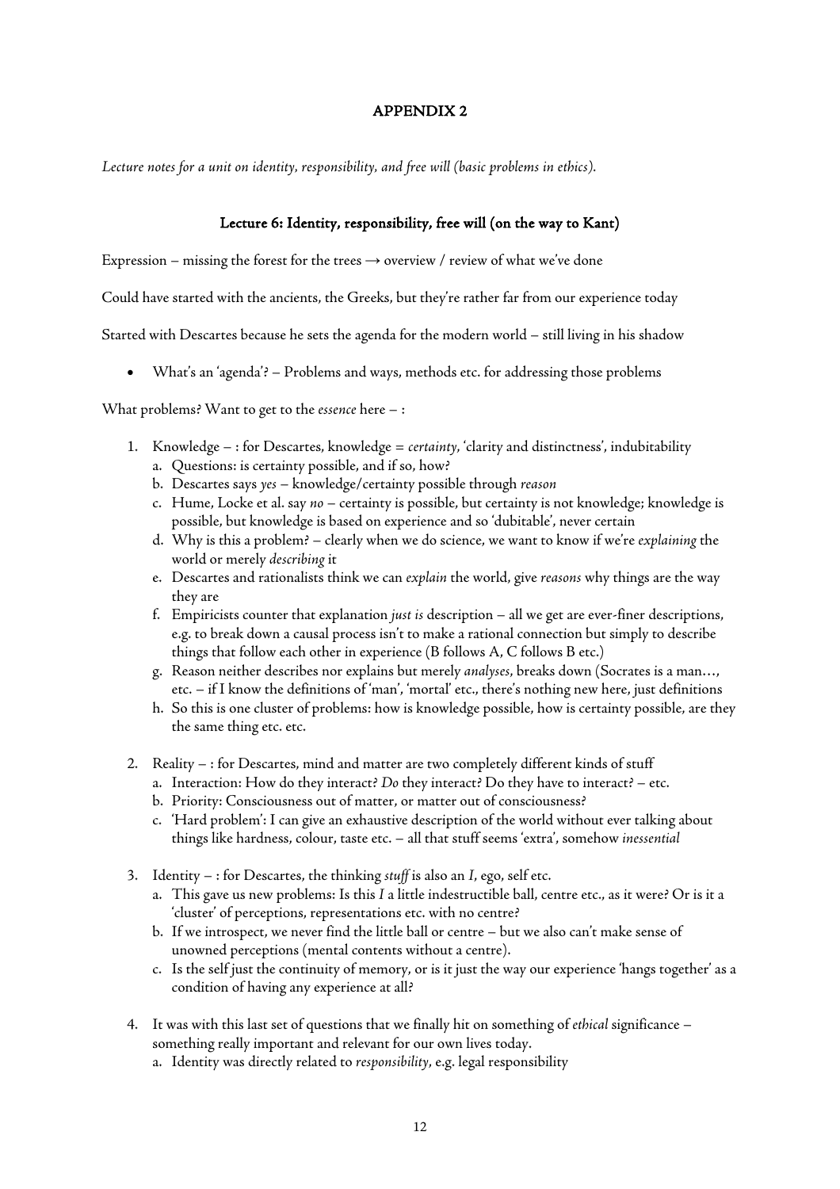## APPENDIX 2

*Lecture notes for a unit on identity, responsibility, and free will (basic problems in ethics).*

### Lecture 6: Identity, responsibility, free will (on the way to Kant)

Expression – missing the forest for the trees → overview / review of what we've done

Could have started with the ancients, the Greeks, but they're rather far from our experience today

Started with Descartes because he sets the agenda for the modern world – still living in his shadow

- What's an 'agenda'? – Problems and ways, methods etc. for addressing those problems

What problems? Want to get to the *essence* here – :

1. Knowledge – : for Descartes, knowledge = *certainty*, 'clarity and distinctness', indubitability
   a. Questions: is certainty possible, and if so, how?
   b. Descartes says *yes* – knowledge/certainty possible through *reason*
   c. Hume, Locke et al. say *no* – certainty is possible, but certainty is not knowledge; knowledge is possible, but knowledge is based on experience and so 'dubitable', never certain
   d. Why is this a problem? – clearly when we do science, we want to know if we're *explaining* the world or merely *describing* it
   e. Descartes and rationalists think we can *explain* the world, give *reasons* why things are the way they are
   f. Empiricists counter that explanation *just is* description – all we get are ever-finer descriptions, e.g. to break down a causal process isn't to make a rational connection but simply to describe things that follow each other in experience (B follows A, C follows B etc.)
   g. Reason neither describes nor explains but merely *analyses*, breaks down (Socrates is a man…, etc. – if I know the definitions of 'man', 'mortal' etc., there's nothing new here, just definitions
   h. So this is one cluster of problems: how is knowledge possible, how is certainty possible, are they the same thing etc. etc.

2. Reality – : for Descartes, mind and matter are two completely different kinds of stuff
   a. Interaction: How do they interact? *Do* they interact? Do they have to interact? – etc.
   b. Priority: Consciousness out of matter, or matter out of consciousness?
   c. 'Hard problem': I can give an exhaustive description of the world without ever talking about things like hardness, colour, taste etc. – all that stuff seems 'extra', somehow *inessential*

3. Identity – : for Descartes, the thinking *stuff* is also an *I*, ego, self etc.
   a. This gave us new problems: Is this *I* a little indestructible ball, centre etc., as it were? Or is it a 'cluster' of perceptions, representations etc. with no centre?
   b. If we introspect, we never find the little ball or centre – but we also can't make sense of unowned perceptions (mental contents without a centre).
   c. Is the self just the continuity of memory, or is it just the way our experience 'hangs together' as a condition of having any experience at all?

4. It was with this last set of questions that we finally hit on something of *ethical* significance – something really important and relevant for our own lives today.
   a. Identity was directly related to *responsibility*, e.g. legal responsibility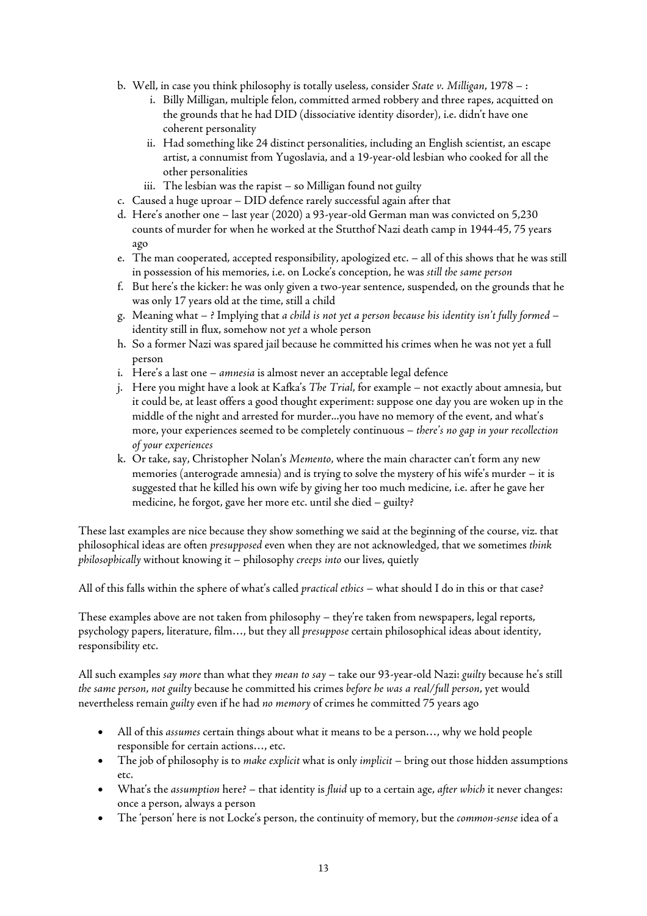b. Well, in case you think philosophy is totally useless, consider *State v. Milligan*, 1978 – :
    i. Billy Milligan, multiple felon, committed armed robbery and three rapes, acquitted on the grounds that he had DID (dissociative identity disorder), i.e. didn't have one coherent personality
    ii. Had something like 24 distinct personalities, including an English scientist, an escape artist, a connumist from Yugoslavia, and a 19-year-old lesbian who cooked for all the other personalities
    iii. The lesbian was the rapist – so Milligan found not guilty

c. Caused a huge uproar – DID defence rarely successful again after that

d. Here's another one – last year (2020) a 93-year-old German man was convicted on 5,230 counts of murder for when he worked at the Stutthof Nazi death camp in 1944-45, 75 years ago

e. The man cooperated, accepted responsibility, apologized etc. – all of this shows that he was still in possession of his memories, i.e. on Locke's conception, he was *still the same person*

f. But here's the kicker: he was only given a two-year sentence, suspended, on the grounds that he was only 17 years old at the time, still a child

g. Meaning what – ? Implying that *a child is not yet a person because his identity isn't fully formed* – identity still in flux, somehow not *yet* a whole person

h. So a former Nazi was spared jail because he committed his crimes when he was not yet a full person

i. Here's a last one – *amnesia* is almost never an acceptable legal defence

j. Here you might have a look at Kafka's *The Trial*, for example – not exactly about amnesia, but it could be, at least offers a good thought experiment: suppose one day you are woken up in the middle of the night and arrested for murder...you have no memory of the event, and what's more, your experiences seemed to be completely continuous – *there's no gap in your recollection of your experiences*

k. Or take, say, Christopher Nolan's *Memento*, where the main character can't form any new memories (anterograde amnesia) and is trying to solve the mystery of his wife's murder – it is suggested that he killed his own wife by giving her too much medicine, i.e. after he gave her medicine, he forgot, gave her more etc. until she died – guilty?

These last examples are nice because they show something we said at the beginning of the course, viz. that philosophical ideas are often *presupposed* even when they are not acknowledged, that we sometimes *think philosophically* without knowing it – philosophy *creeps into* our lives, quietly

All of this falls within the sphere of what's called *practical ethics* – what should I do in this or that case?

These examples above are not taken from philosophy – they're taken from newspapers, legal reports, psychology papers, literature, film…, but they all *presuppose* certain philosophical ideas about identity, responsibility etc.

All such examples *say more* than what they *mean to say* – take our 93-year-old Nazi: *guilty* because he's still *the same person*, *not guilty* because he committed his crimes *before he was a real/full person*, yet would nevertheless remain *guilty* even if he had *no memory* of crimes he committed 75 years ago

- All of this *assumes* certain things about what it means to be a person…, why we hold people responsible for certain actions…, etc.
- The job of philosophy is to *make explicit* what is only *implicit* – bring out those hidden assumptions etc.
- What's the *assumption* here? – that identity is *fluid* up to a certain age, *after which* it never changes: once a person, always a person
- The 'person' here is not Locke's person, the continuity of memory, but the *common-sense* idea of a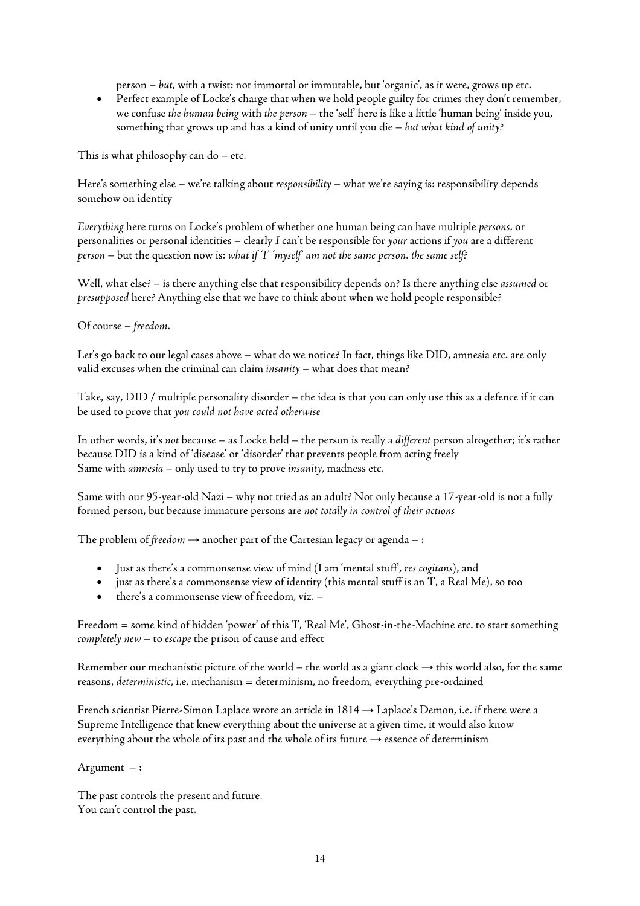person – *but*, with a twist: not immortal or immutable, but 'organic', as it were, grows up etc.

- Perfect example of Locke's charge that when we hold people guilty for crimes they don't remember, we confuse *the human being* with *the person* – the 'self' here is like a little 'human being' inside you, something that grows up and has a kind of unity until you die – *but what kind of unity?*

This is what philosophy can do – etc.

Here's something else – we're talking about *responsibility* – what we're saying is: responsibility depends somehow on identity

*Everything* here turns on Locke's problem of whether one human being can have multiple *persons*, or personalities or personal identities – clearly *I* can't be responsible for *your* actions if *you* are a different *person* – but the question now is: *what if 'I' 'myself' am not the same person, the same self?*

Well, what else? – is there anything else that responsibility depends on? Is there anything else *assumed* or *presupposed* here? Anything else that we have to think about when we hold people responsible?

Of course – *freedom*.

Let's go back to our legal cases above – what do we notice? In fact, things like DID, amnesia etc. are only valid excuses when the criminal can claim *insanity* – what does that mean?

Take, say, DID / multiple personality disorder – the idea is that you can only use this as a defence if it can be used to prove that *you could not have acted otherwise*

In other words, it's *not* because – as Locke held – the person is really a *different* person altogether; it's rather because DID is a kind of 'disease' or 'disorder' that prevents people from acting freely
Same with *amnesia* – only used to try to prove *insanity*, madness etc.

Same with our 95-year-old Nazi – why not tried as an adult? Not only because a 17-year-old is not a fully formed person, but because immature persons are *not totally in control of their actions*

The problem of *freedom* → another part of the Cartesian legacy or agenda – :

- Just as there's a commonsense view of mind (I am 'mental stuff', *res cogitans*), and
- just as there's a commonsense view of identity (this mental stuff is an 'I', a Real Me), so too
- there's a commonsense view of freedom, viz. –

Freedom = some kind of hidden 'power' of this 'I', 'Real Me', Ghost-in-the-Machine etc. to start something *completely new* – to *escape* the prison of cause and effect

Remember our mechanistic picture of the world – the world as a giant clock → this world also, for the same reasons, *deterministic*, i.e. mechanism = determinism, no freedom, everything pre-ordained

French scientist Pierre-Simon Laplace wrote an article in 1814 → Laplace's Demon, i.e. if there were a Supreme Intelligence that knew everything about the universe at a given time, it would also know everything about the whole of its past and the whole of its future → essence of determinism

Argument – :

The past controls the present and future.
You can't control the past.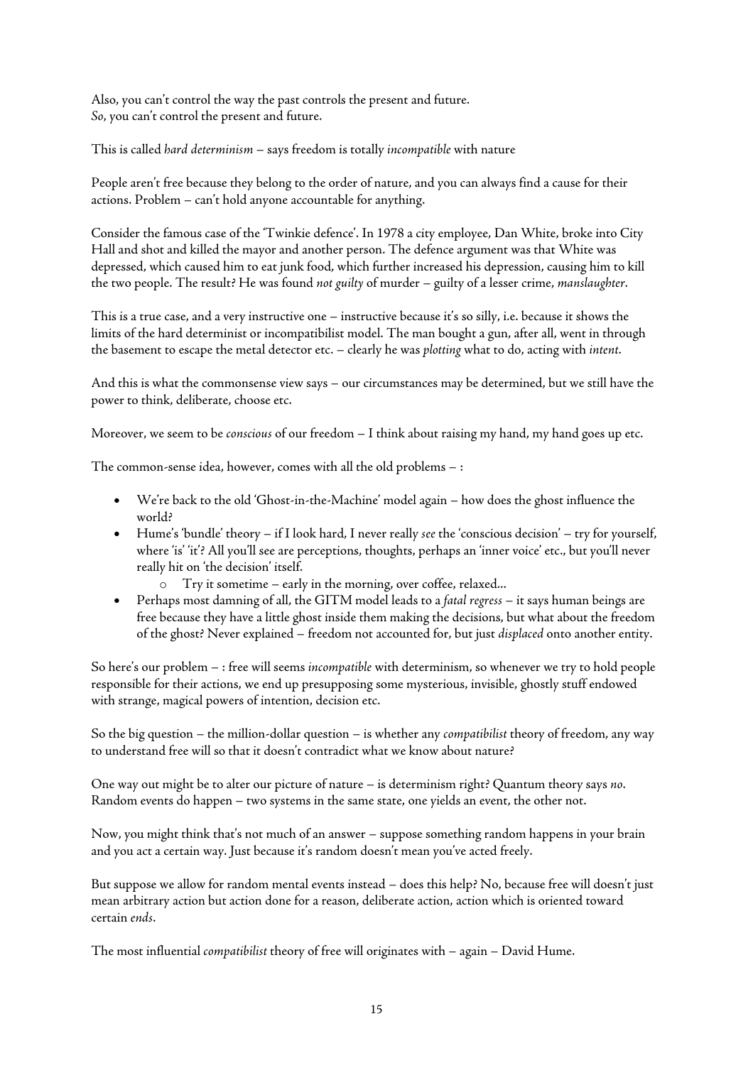Also, you can't control the way the past controls the present and future.
*So*, you can't control the present and future.

This is called *hard determinism* – says freedom is totally *incompatible* with nature

People aren't free because they belong to the order of nature, and you can always find a cause for their actions. Problem – can't hold anyone accountable for anything.

Consider the famous case of the 'Twinkie defence'. In 1978 a city employee, Dan White, broke into City Hall and shot and killed the mayor and another person. The defence argument was that White was depressed, which caused him to eat junk food, which further increased his depression, causing him to kill the two people. The result? He was found *not guilty* of murder – guilty of a lesser crime, *manslaughter*.

This is a true case, and a very instructive one – instructive because it's so silly, i.e. because it shows the limits of the hard determinist or incompatibilist model. The man bought a gun, after all, went in through the basement to escape the metal detector etc. – clearly he was *plotting* what to do, acting with *intent*.

And this is what the commonsense view says – our circumstances may be determined, but we still have the power to think, deliberate, choose etc.

Moreover, we seem to be *conscious* of our freedom – I think about raising my hand, my hand goes up etc.

The common-sense idea, however, comes with all the old problems – :

- We're back to the old 'Ghost-in-the-Machine' model again – how does the ghost influence the world?
- Hume's 'bundle' theory – if I look hard, I never really *see* the 'conscious decision' – try for yourself, where 'is' 'it'? All you'll see are perceptions, thoughts, perhaps an 'inner voice' etc., but you'll never really hit on 'the decision' itself.
    - Try it sometime – early in the morning, over coffee, relaxed...
- Perhaps most damning of all, the GITM model leads to a *fatal regress* – it says human beings are free because they have a little ghost inside them making the decisions, but what about the freedom of the ghost? Never explained – freedom not accounted for, but just *displaced* onto another entity.

So here's our problem – : free will seems *incompatible* with determinism, so whenever we try to hold people responsible for their actions, we end up presupposing some mysterious, invisible, ghostly stuff endowed with strange, magical powers of intention, decision etc.

So the big question – the million-dollar question – is whether any *compatibilist* theory of freedom, any way to understand free will so that it doesn't contradict what we know about nature?

One way out might be to alter our picture of nature – is determinism right? Quantum theory says *no*. Random events do happen – two systems in the same state, one yields an event, the other not.

Now, you might think that's not much of an answer – suppose something random happens in your brain and you act a certain way. Just because it's random doesn't mean you've acted freely.

But suppose we allow for random mental events instead – does this help? No, because free will doesn't just mean arbitrary action but action done for a reason, deliberate action, action which is oriented toward certain *ends*.

The most influential *compatibilist* theory of free will originates with – again – David Hume.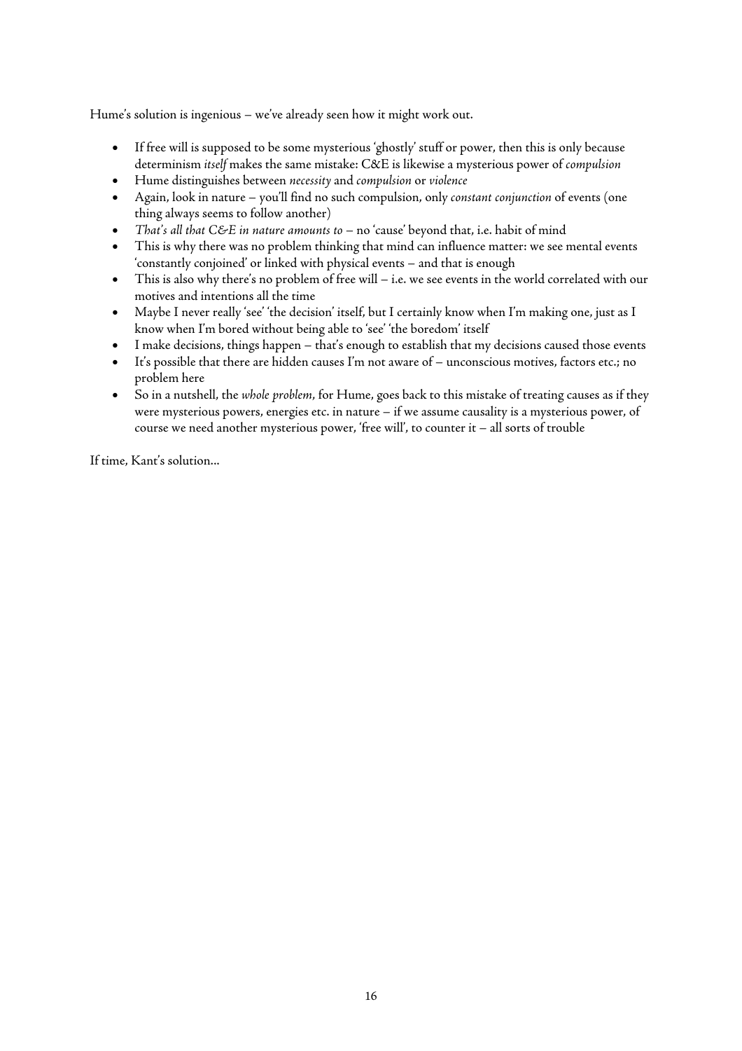Hume's solution is ingenious – we've already seen how it might work out.

- If free will is supposed to be some mysterious 'ghostly' stuff or power, then this is only because determinism *itself* makes the same mistake: C&E is likewise a mysterious power of *compulsion*
- Hume distinguishes between *necessity* and *compulsion* or *violence*
- Again, look in nature – you'll find no such compulsion, only *constant conjunction* of events (one thing always seems to follow another)
- *That's all that C&E in nature amounts to* – no 'cause' beyond that, i.e. habit of mind
- This is why there was no problem thinking that mind can influence matter: we see mental events 'constantly conjoined' or linked with physical events – and that is enough
- This is also why there's no problem of free will – i.e. we see events in the world correlated with our motives and intentions all the time
- Maybe I never really 'see' 'the decision' itself, but I certainly know when I'm making one, just as I know when I'm bored without being able to 'see' 'the boredom' itself
- I make decisions, things happen – that's enough to establish that my decisions caused those events
- It's possible that there are hidden causes I'm not aware of – unconscious motives, factors etc.; no problem here
- So in a nutshell, the *whole problem*, for Hume, goes back to this mistake of treating causes as if they were mysterious powers, energies etc. in nature – if we assume causality is a mysterious power, of course we need another mysterious power, 'free will', to counter it – all sorts of trouble

If time, Kant's solution...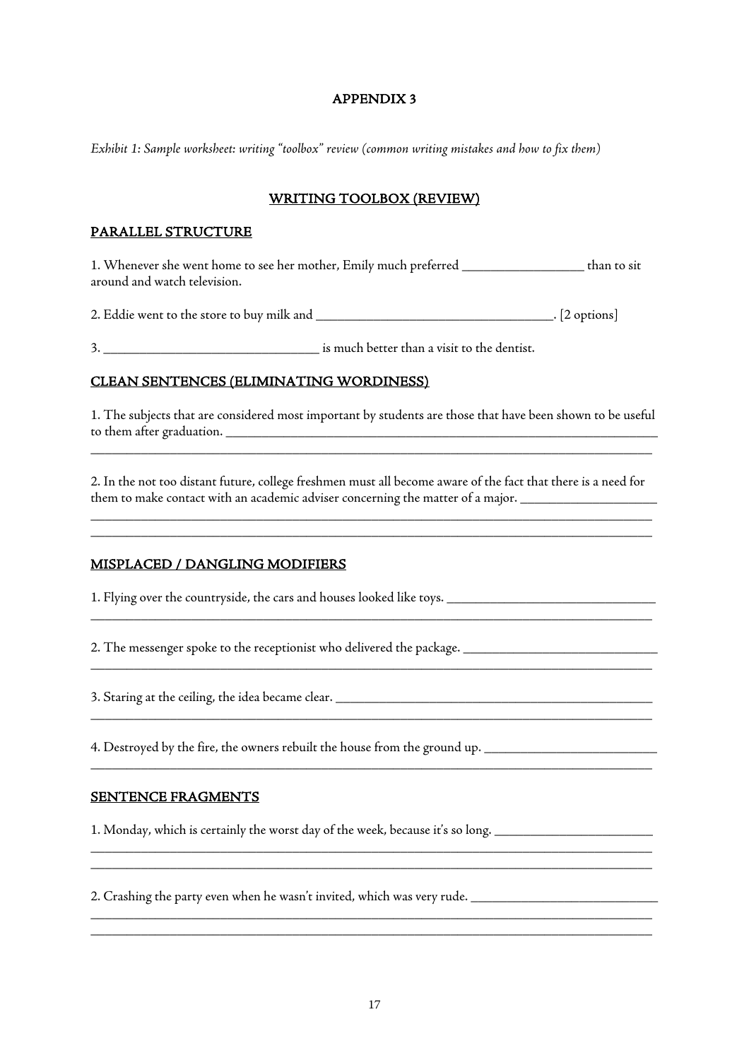# APPENDIX 3

*Exhibit 1: Sample worksheet: writing "toolbox" review (common writing mistakes and how to fix them)*

## WRITING TOOLBOX (REVIEW)

### PARALLEL STRUCTURE

1. Whenever she went home to see her mother, Emily much preferred ________________ than to sit around and watch television.

2. Eddie went to the store to buy milk and ________________________________. [2 options]

3. ______________________________ is much better than a visit to the dentist.

### CLEAN SENTENCES (ELIMINATING WORDINESS)

1. The subjects that are considered most important by students are those that have been shown to be useful to them after graduation. ________________________________________________________________
________________________________________________________________________________

2. In the not too distant future, college freshmen must all become aware of the fact that there is a need for them to make contact with an academic adviser concerning the matter of a major. ___________________
________________________________________________________________________________
________________________________________________________________________________

### MISPLACED / DANGLING MODIFIERS

1. Flying over the countryside, the cars and houses looked like toys. ____________________________
________________________________________________________________________________

2. The messenger spoke to the receptionist who delivered the package. ___________________________
________________________________________________________________________________

3. Staring at the ceiling, the idea became clear. ______________________________________________
________________________________________________________________________________

4. Destroyed by the fire, the owners rebuilt the house from the ground up. ________________________
________________________________________________________________________________

### SENTENCE FRAGMENTS

1. Monday, which is certainly the worst day of the week, because it's so long. ______________________
________________________________________________________________________________
________________________________________________________________________________

2. Crashing the party even when he wasn't invited, which was very rude. __________________________
________________________________________________________________________________
________________________________________________________________________________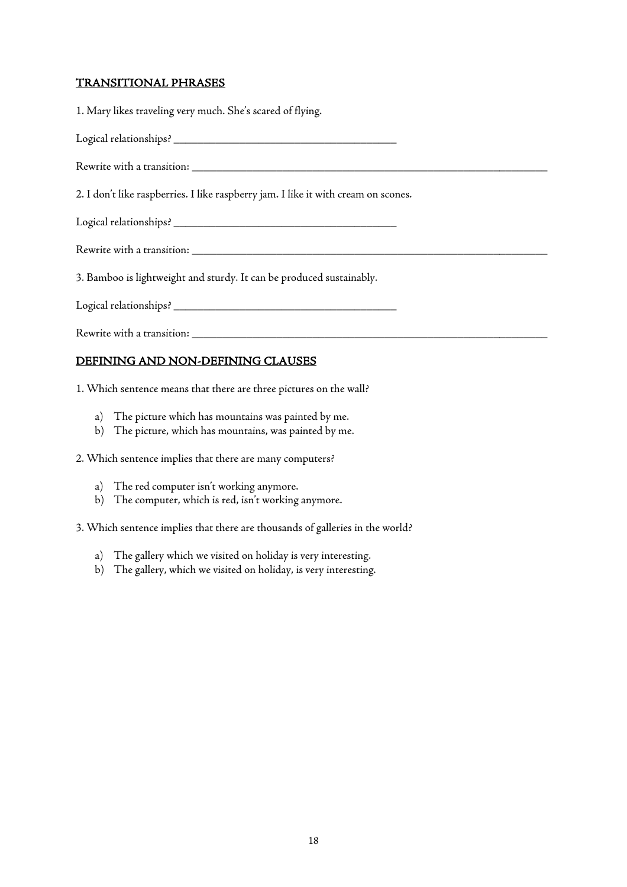## <u>TRANSITIONAL PHRASES</u>

1. Mary likes traveling very much. She's scared of flying.

Logical relationships? ________________________________________

Rewrite with a transition: ________________________________________________________________

2. I don't like raspberries. I like raspberry jam. I like it with cream on scones.

Logical relationships? ________________________________________

Rewrite with a transition: ________________________________________________________________

3. Bamboo is lightweight and sturdy. It can be produced sustainably.

Logical relationships? ________________________________________

Rewrite with a transition: ________________________________________________________________

## <u>DEFINING AND NON-DEFINING CLAUSES</u>

1. Which sentence means that there are three pictures on the wall?

a) The picture which has mountains was painted by me.
b) The picture, which has mountains, was painted by me.

2. Which sentence implies that there are many computers?

a) The red computer isn't working anymore.
b) The computer, which is red, isn't working anymore.

3. Which sentence implies that there are thousands of galleries in the world?

a) The gallery which we visited on holiday is very interesting.
b) The gallery, which we visited on holiday, is very interesting.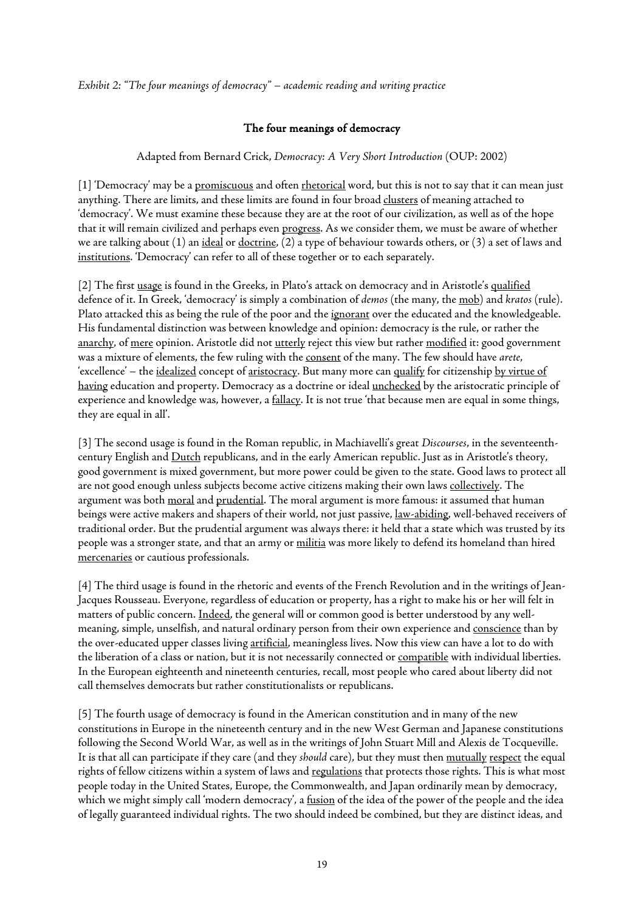*Exhibit 2: "The four meanings of democracy" – academic reading and writing practice*

## The four meanings of democracy

Adapted from Bernard Crick, *Democracy: A Very Short Introduction* (OUP: 2002)

[1] 'Democracy' may be a <u>promiscuous</u> and often <u>rhetorical</u> word, but this is not to say that it can mean just anything. There are limits, and these limits are found in four broad <u>clusters</u> of meaning attached to 'democracy'. We must examine these because they are at the root of our civilization, as well as of the hope that it will remain civilized and perhaps even <u>progress</u>. As we consider them, we must be aware of whether we are talking about (1) an <u>ideal</u> or <u>doctrine</u>, (2) a type of behaviour towards others, or (3) a set of laws and <u>institutions</u>. 'Democracy' can refer to all of these together or to each separately.

[2] The first <u>usage</u> is found in the Greeks, in Plato's attack on democracy and in Aristotle's <u>qualified</u> defence of it. In Greek, 'democracy' is simply a combination of *demos* (the many, the <u>mob</u>) and *kratos* (rule). Plato attacked this as being the rule of the poor and the <u>ignorant</u> over the educated and the knowledgeable. His fundamental distinction was between knowledge and opinion: democracy is the rule, or rather the <u>anarchy</u>, of <u>mere</u> opinion. Aristotle did not <u>utterly</u> reject this view but rather <u>modified</u> it: good government was a mixture of elements, the few ruling with the <u>consent</u> of the many. The few should have *arete*, 'excellence' – the <u>idealized</u> concept of <u>aristocracy</u>. But many more can <u>qualify</u> for citizenship <u>by virtue of having</u> education and property. Democracy as a doctrine or ideal <u>unchecked</u> by the aristocratic principle of experience and knowledge was, however, a <u>fallacy</u>. It is not true 'that because men are equal in some things, they are equal in all'.

[3] The second usage is found in the Roman republic, in Machiavelli's great *Discourses*, in the seventeenth-century English and <u>Dutch</u> republicans, and in the early American republic. Just as in Aristotle's theory, good government is mixed government, but more power could be given to the state. Good laws to protect all are not good enough unless subjects become active citizens making their own laws <u>collectively</u>. The argument was both <u>moral</u> and <u>prudential</u>. The moral argument is more famous: it assumed that human beings were active makers and shapers of their world, not just passive, <u>law-abiding</u>, well-behaved receivers of traditional order. But the prudential argument was always there: it held that a state which was trusted by its people was a stronger state, and that an army or <u>militia</u> was more likely to defend its homeland than hired <u>mercenaries</u> or cautious professionals.

[4] The third usage is found in the rhetoric and events of the French Revolution and in the writings of Jean-Jacques Rousseau. Everyone, regardless of education or property, has a right to make his or her will felt in matters of public concern. <u>Indeed</u>, the general will or common good is better understood by any well-meaning, simple, unselfish, and natural ordinary person from their own experience and <u>conscience</u> than by the over-educated upper classes living <u>artificial</u>, meaningless lives. Now this view can have a lot to do with the liberation of a class or nation, but it is not necessarily connected or <u>compatible</u> with individual liberties. In the European eighteenth and nineteenth centuries, recall, most people who cared about liberty did not call themselves democrats but rather constitutionalists or republicans.

[5] The fourth usage of democracy is found in the American constitution and in many of the new constitutions in Europe in the nineteenth century and in the new West German and Japanese constitutions following the Second World War, as well as in the writings of John Stuart Mill and Alexis de Tocqueville. It is that all can participate if they care (and they *should* care), but they must then <u>mutually</u> <u>respect</u> the equal rights of fellow citizens within a system of laws and <u>regulations</u> that protects those rights. This is what most people today in the United States, Europe, the Commonwealth, and Japan ordinarily mean by democracy, which we might simply call 'modern democracy', a <u>fusion</u> of the idea of the power of the people and the idea of legally guaranteed individual rights. The two should indeed be combined, but they are distinct ideas, and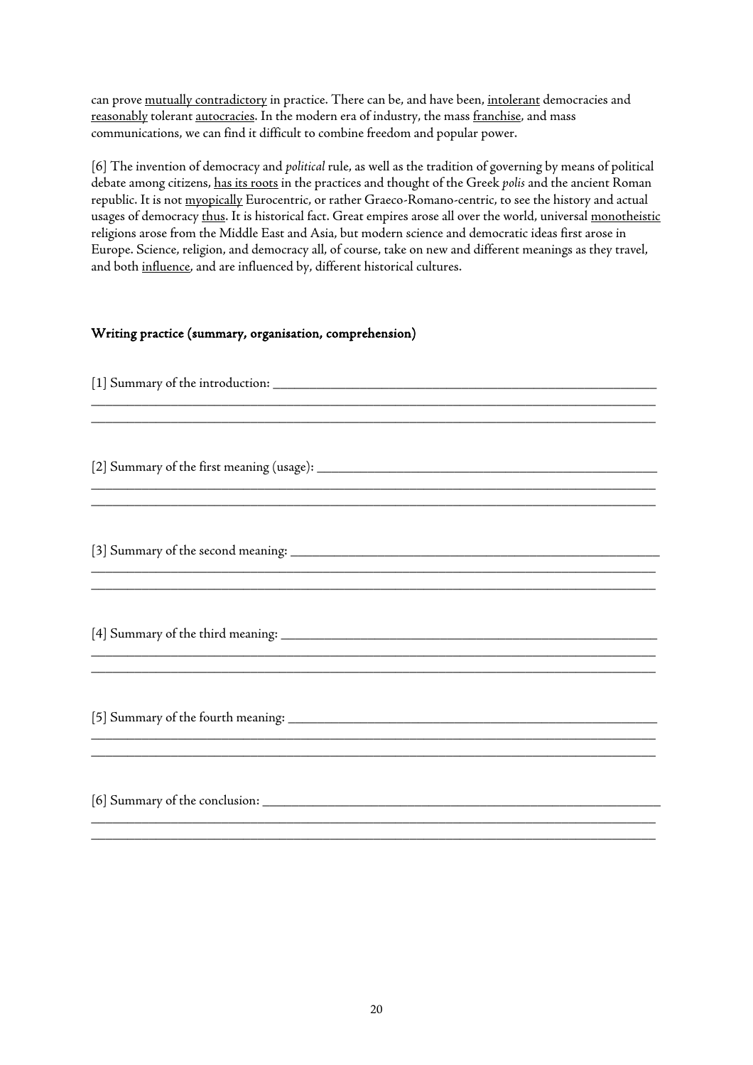can prove mutually contradictory in practice. There can be, and have been, intolerant democracies and reasonably tolerant autocracies. In the modern era of industry, the mass franchise, and mass communications, we can find it difficult to combine freedom and popular power.

[6] The invention of democracy and *political* rule, as well as the tradition of governing by means of political debate among citizens, has its roots in the practices and thought of the Greek *polis* and the ancient Roman republic. It is not myopically Eurocentric, or rather Graeco-Romano-centric, to see the history and actual usages of democracy thus. It is historical fact. Great empires arose all over the world, universal monotheistic religions arose from the Middle East and Asia, but modern science and democratic ideas first arose in Europe. Science, religion, and democracy all, of course, take on new and different meanings as they travel, and both influence, and are influenced by, different historical cultures.

## Writing practice (summary, organisation, comprehension)

[1] Summary of the introduction: ______________________________________________
______________________________________________
______________________________________________

[2] Summary of the first meaning (usage): ______________________________________________
______________________________________________
______________________________________________

[3] Summary of the second meaning: ______________________________________________
______________________________________________
______________________________________________

[4] Summary of the third meaning: ______________________________________________
______________________________________________
______________________________________________

[5] Summary of the fourth meaning: ______________________________________________
______________________________________________
______________________________________________

[6] Summary of the conclusion: ______________________________________________
______________________________________________
______________________________________________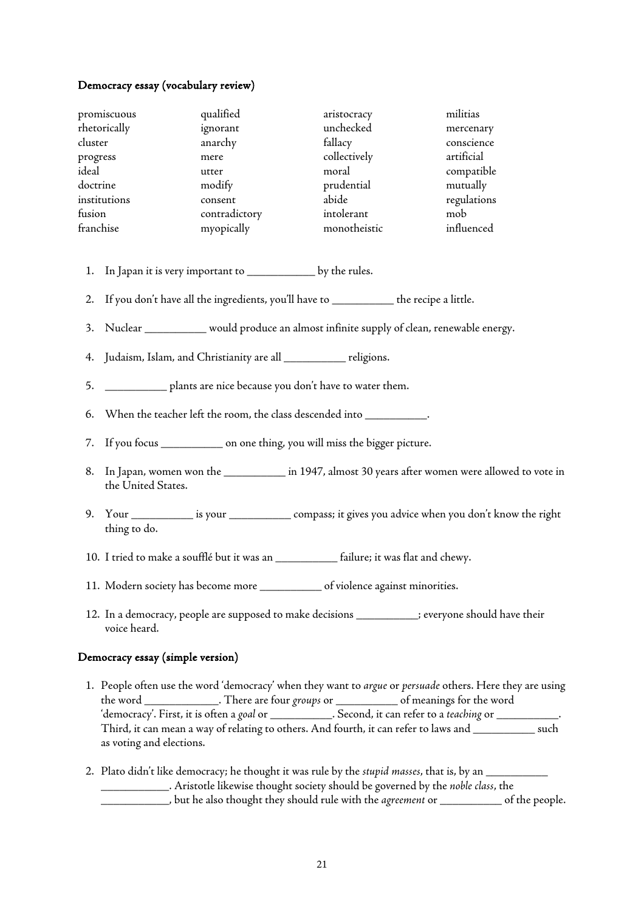**Democracy essay (vocabulary review)**

| | | | |
|---|---|---|---|
| promiscuous | qualified | aristocracy | militias |
| rhetorically | ignorant | unchecked | mercenary |
| cluster | anarchy | fallacy | conscience |
| progress | mere | collectively | artificial |
| ideal | utter | moral | compatible |
| doctrine | modify | prudential | mutually |
| institutions | consent | abide | regulations |
| fusion | contradictory | intolerant | mob |
| franchise | myopically | monotheistic | influenced |

1. In Japan it is very important to ____________ by the rules.
2. If you don't have all the ingredients, you'll have to ___________ the recipe a little.
3. Nuclear ___________ would produce an almost infinite supply of clean, renewable energy.
4. Judaism, Islam, and Christianity are all ___________ religions.
5. ___________ plants are nice because you don't have to water them.
6. When the teacher left the room, the class descended into ___________.
7. If you focus ___________ on one thing, you will miss the bigger picture.
8. In Japan, women won the ___________ in 1947, almost 30 years after women were allowed to vote in the United States.
9. Your ___________ is your ___________ compass; it gives you advice when you don't know the right thing to do.
10. I tried to make a soufflé but it was an ___________ failure; it was flat and chewy.
11. Modern society has become more ___________ of violence against minorities.
12. In a democracy, people are supposed to make decisions ___________; everyone should have their voice heard.

**Democracy essay (simple version)**

1. People often use the word 'democracy' when they want to *argue* or *persuade* others. Here they are using the word _____________. There are four *groups* or ___________ of meanings for the word 'democracy'. First, it is often a *goal* or ___________. Second, it can refer to a *teaching* or ___________. Third, it can mean a way of relating to others. And fourth, it can refer to laws and ___________ such as voting and elections.

2. Plato didn't like democracy; he thought it was rule by the *stupid masses*, that is, by an ___________ ____________. Aristotle likewise thought society should be governed by the *noble class*, the ____________, but he also thought they should rule with the *agreement* or ___________ of the people.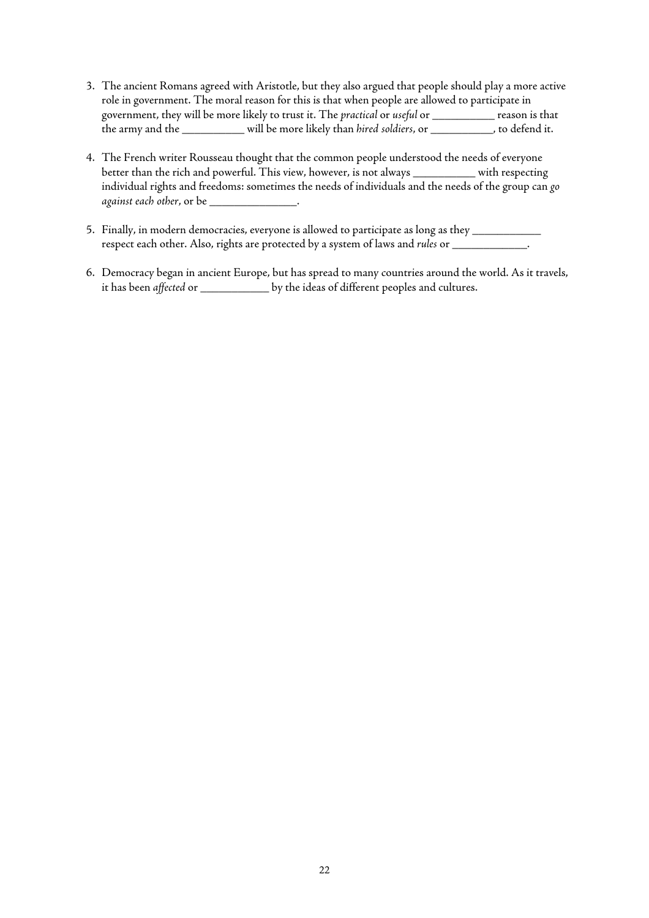3. The ancient Romans agreed with Aristotle, but they also argued that people should play a more active role in government. The moral reason for this is that when people are allowed to participate in government, they will be more likely to trust it. The *practical* or *useful* or __________ reason is that the army and the __________ will be more likely than *hired soldiers*, or __________, to defend it.

4. The French writer Rousseau thought that the common people understood the needs of everyone better than the rich and powerful. This view, however, is not always __________ with respecting individual rights and freedoms: sometimes the needs of individuals and the needs of the group can *go against each other*, or be ______________.

5. Finally, in modern democracies, everyone is allowed to participate as long as they ___________ respect each other. Also, rights are protected by a system of laws and *rules* or ____________.

6. Democracy began in ancient Europe, but has spread to many countries around the world. As it travels, it has been *affected* or ___________ by the ideas of different peoples and cultures.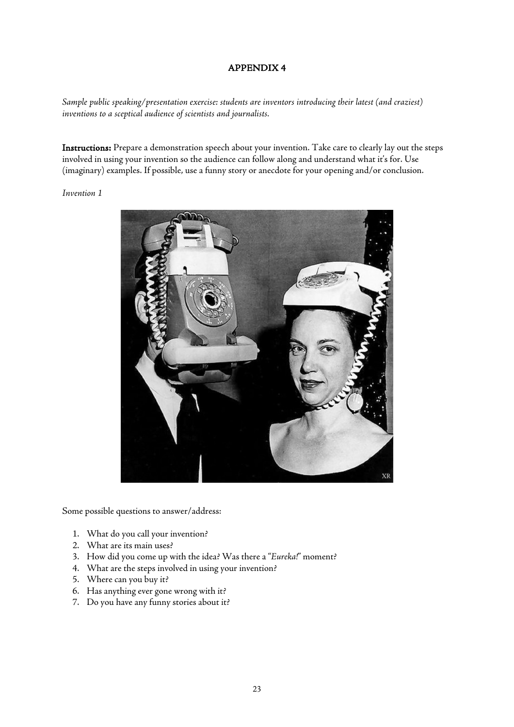# APPENDIX 4

*Sample public speaking/presentation exercise: students are inventors introducing their latest (and craziest) inventions to a sceptical audience of scientists and journalists.*

**Instructions:** Prepare a demonstration speech about your invention. Take care to clearly lay out the steps involved in using your invention so the audience can follow along and understand what it's for. Use (imaginary) examples. If possible, use a funny story or anecdote for your opening and/or conclusion.

*Invention 1*

Some possible questions to answer/address:

1. What do you call your invention?
2. What are its main uses?
3. How did you come up with the idea? Was there a "*Eureka!*" moment?
4. What are the steps involved in using your invention?
5. Where can you buy it?
6. Has anything ever gone wrong with it?
7. Do you have any funny stories about it?